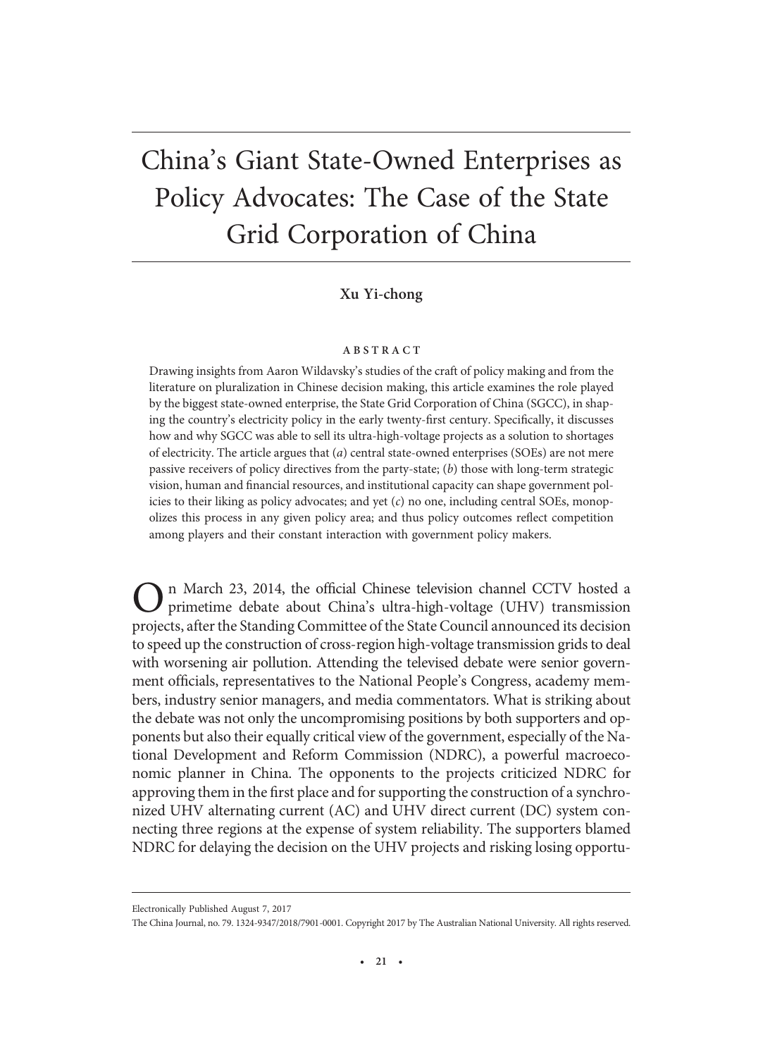# China's Giant State-Owned Enterprises as Policy Advocates: The Case of the State Grid Corporation of China

**Xu Yi-chong**

## ABSTRACT

Drawing insights from Aaron Wildavsky's studies of the craft of policy making and from the literature on pluralization in Chinese decision making, this article examines the role played by the biggest state-owned enterprise, the State Grid Corporation of China (SGCC), in shaping the country's electricity policy in the early twenty-first century. Specifically, it discusses how and why SGCC was able to sell its ultra-high-voltage projects as a solution to shortages of electricity. The article argues that (*a*) central state-owned enterprises (SOEs) are not mere passive receivers of policy directives from the party-state; (*b*) those with long-term strategic vision, human and financial resources, and institutional capacity can shape government policies to their liking as policy advocates; and yet (*c*) no one, including central SOEs, monopolizes this process in any given policy area; and thus policy outcomes reflect competition among players and their constant interaction with government policy makers.

On March 23, 2014, the official Chinese television channel CCTV hosted a primetime debate about China's ultra-high-voltage (UHV) transmission projects, after the Standing Committee of the State Council announced its decision to speed up the construction of cross-region high-voltage transmission grids to deal with worsening air pollution. Attending the televised debate were senior government officials, representatives to the National People's Congress, academy members, industry senior managers, and media commentators. What is striking about the debate was not only the uncompromising positions by both supporters and opponents but also their equally critical view of the government, especially of the National Development and Reform Commission (NDRC), a powerful macroeconomic planner in China. The opponents to the projects criticized NDRC for approving them in the first place and for supporting the construction of a synchronized UHV alternating current (AC) and UHV direct current (DC) system connecting three regions at the expense of system reliability. The supporters blamed NDRC for delaying the decision on the UHV projects and risking losing opportu-

Electronically Published August 7, 2017

The China Journal, no. 79. 1324-9347/2018/7901-0001. Copyright 2017 by The Australian National University. All rights reserved.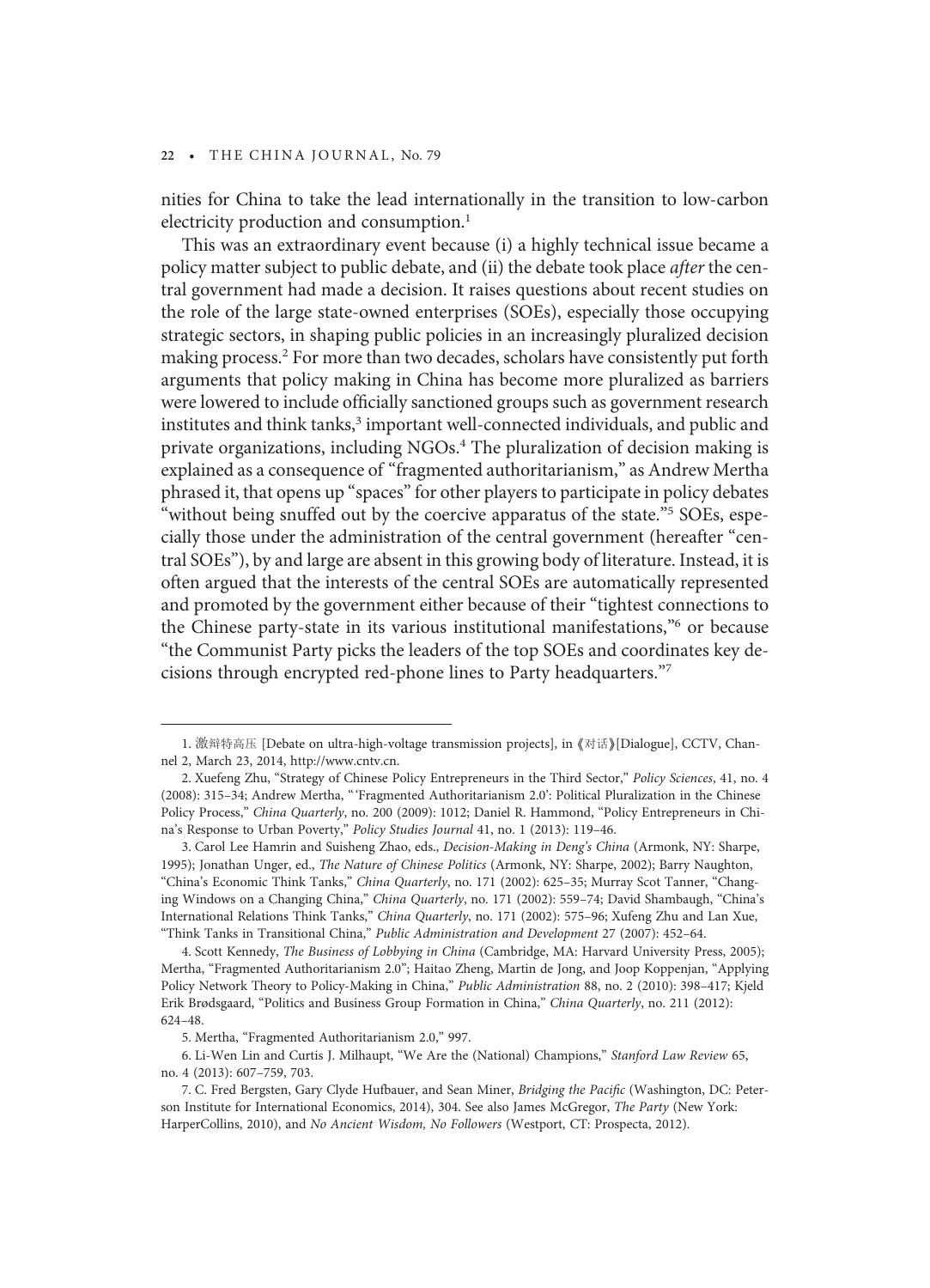nities for China to take the lead internationally in the transition to low-carbon electricity production and consumption.[1]

This was an extraordinary event because (i) a highly technical issue became a policy matter subject to public debate, and (ii) the debate took place *after* the central government had made a decision. It raises questions about recent studies on the role of the large state-owned enterprises (SOEs), especially those occupying strategic sectors, in shaping public policies in an increasingly pluralized decision making process.[2] For more than two decades, scholars have consistently put forth arguments that policy making in China has become more pluralized as barriers were lowered to include officially sanctioned groups such as government research institutes and think tanks,[3] important well-connected individuals, and public and private organizations, including NGOs.[4] The pluralization of decision making is explained as a consequence of "fragmented authoritarianism," as Andrew Mertha phrased it, that opens up "spaces" for other players to participate in policy debates "without being snuffed out by the coercive apparatus of the state."[5] SOEs, especially those under the administration of the central government (hereafter "central SOEs"), by and large are absent in this growing body of literature. Instead, it is often argued that the interests of the central SOEs are automatically represented and promoted by the government either because of their "tightest connections to the Chinese party-state in its various institutional manifestations,"[6] or because "the Communist Party picks the leaders of the top SOEs and coordinates key decisions through encrypted red-phone lines to Party headquarters."[7]

---

1. 激辩特高压 [Debate on ultra-high-voltage transmission projects], in 《对话》[Dialogue], CCTV, Channel 2, March 23, 2014, http://www.cntv.cn.

2. Xuefeng Zhu, "Strategy of Chinese Policy Entrepreneurs in the Third Sector," *Policy Sciences*, 41, no. 4 (2008): 315–34; Andrew Mertha, "'Fragmented Authoritarianism 2.0': Political Pluralization in the Chinese Policy Process," *China Quarterly*, no. 200 (2009): 1012; Daniel R. Hammond, "Policy Entrepreneurs in China's Response to Urban Poverty," *Policy Studies Journal* 41, no. 1 (2013): 119–46.

3. Carol Lee Hamrin and Suisheng Zhao, eds., *Decision-Making in Deng's China* (Armonk, NY: Sharpe, 1995); Jonathan Unger, ed., *The Nature of Chinese Politics* (Armonk, NY: Sharpe, 2002); Barry Naughton, "China's Economic Think Tanks," *China Quarterly*, no. 171 (2002): 625–35; Murray Scot Tanner, "Changing Windows on a Changing China," *China Quarterly*, no. 171 (2002): 559–74; David Shambaugh, "China's International Relations Think Tanks," *China Quarterly*, no. 171 (2002): 575–96; Xufeng Zhu and Lan Xue, "Think Tanks in Transitional China," *Public Administration and Development* 27 (2007): 452–64.

4. Scott Kennedy, *The Business of Lobbying in China* (Cambridge, MA: Harvard University Press, 2005); Mertha, "Fragmented Authoritarianism 2.0"; Haitao Zheng, Martin de Jong, and Joop Koppenjan, "Applying Policy Network Theory to Policy-Making in China," *Public Administration* 88, no. 2 (2010): 398–417; Kjeld Erik Brødsgaard, "Politics and Business Group Formation in China," *China Quarterly*, no. 211 (2012): 624–48.

5. Mertha, "Fragmented Authoritarianism 2.0," 997.

6. Li-Wen Lin and Curtis J. Milhaupt, "We Are the (National) Champions," *Stanford Law Review* 65, no. 4 (2013): 607–759, 703.

7. C. Fred Bergsten, Gary Clyde Hufbauer, and Sean Miner, *Bridging the Pacific* (Washington, DC: Peterson Institute for International Economics, 2014), 304. See also James McGregor, *The Party* (New York: HarperCollins, 2010), and *No Ancient Wisdom, No Followers* (Westport, CT: Prospecta, 2012).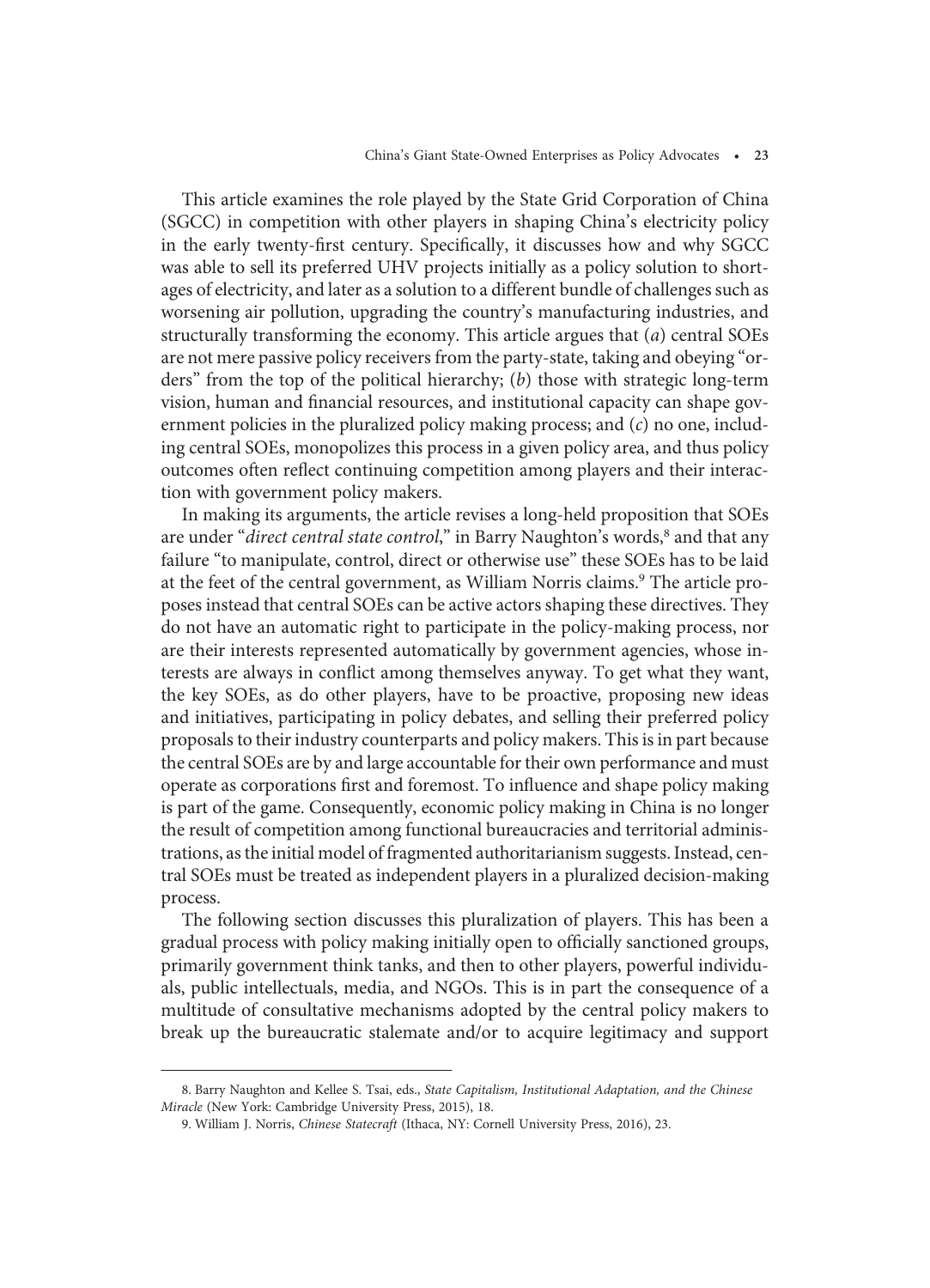This article examines the role played by the State Grid Corporation of China (SGCC) in competition with other players in shaping China's electricity policy in the early twenty-first century. Specifically, it discusses how and why SGCC was able to sell its preferred UHV projects initially as a policy solution to shortages of electricity, and later as a solution to a different bundle of challenges such as worsening air pollution, upgrading the country's manufacturing industries, and structurally transforming the economy. This article argues that (*a*) central SOEs are not mere passive policy receivers from the party-state, taking and obeying "orders" from the top of the political hierarchy; (*b*) those with strategic long-term vision, human and financial resources, and institutional capacity can shape government policies in the pluralized policy making process; and (*c*) no one, including central SOEs, monopolizes this process in a given policy area, and thus policy outcomes often reflect continuing competition among players and their interaction with government policy makers.

In making its arguments, the article revises a long-held proposition that SOEs are under "*direct central state control*," in Barry Naughton's words,[8] and that any failure "to manipulate, control, direct or otherwise use" these SOEs has to be laid at the feet of the central government, as William Norris claims.[9] The article proposes instead that central SOEs can be active actors shaping these directives. They do not have an automatic right to participate in the policy-making process, nor are their interests represented automatically by government agencies, whose interests are always in conflict among themselves anyway. To get what they want, the key SOEs, as do other players, have to be proactive, proposing new ideas and initiatives, participating in policy debates, and selling their preferred policy proposals to their industry counterparts and policy makers. This is in part because the central SOEs are by and large accountable for their own performance and must operate as corporations first and foremost. To influence and shape policy making is part of the game. Consequently, economic policy making in China is no longer the result of competition among functional bureaucracies and territorial administrations, as the initial model of fragmented authoritarianism suggests. Instead, central SOEs must be treated as independent players in a pluralized decision-making process.

The following section discusses this pluralization of players. This has been a gradual process with policy making initially open to officially sanctioned groups, primarily government think tanks, and then to other players, powerful individuals, public intellectuals, media, and NGOs. This is in part the consequence of a multitude of consultative mechanisms adopted by the central policy makers to break up the bureaucratic stalemate and/or to acquire legitimacy and support

---

8. Barry Naughton and Kellee S. Tsai, eds., *State Capitalism, Institutional Adaptation, and the Chinese Miracle* (New York: Cambridge University Press, 2015), 18.

9. William J. Norris, *Chinese Statecraft* (Ithaca, NY: Cornell University Press, 2016), 23.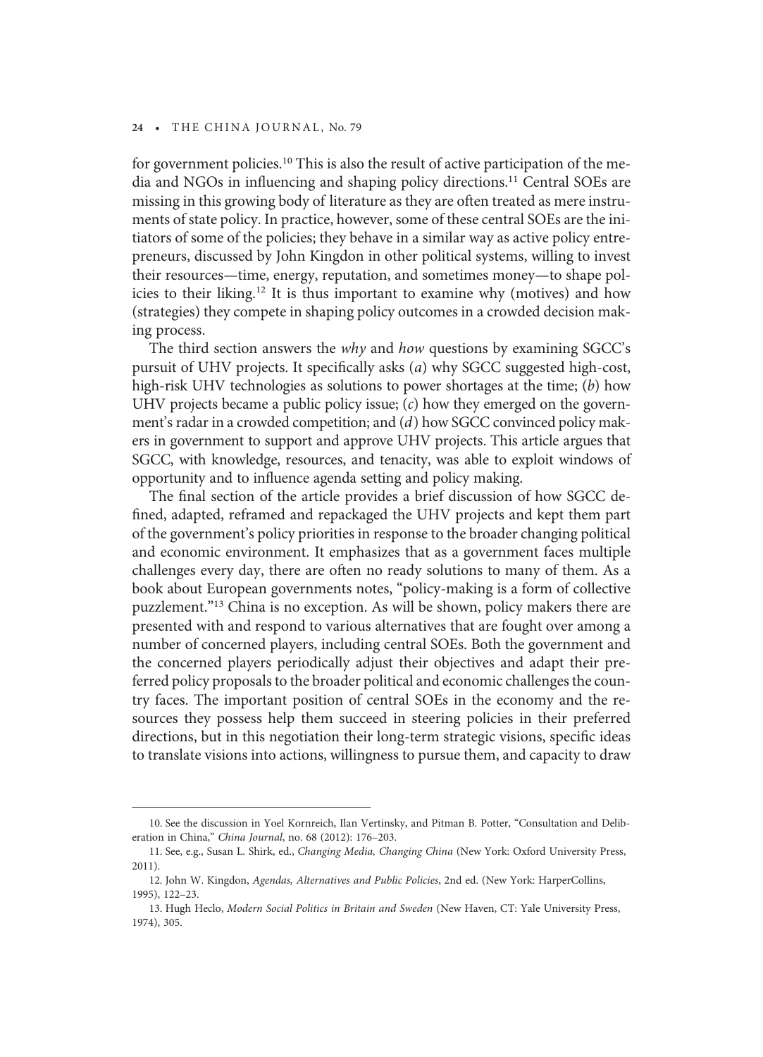for government policies.[10] This is also the result of active participation of the media and NGOs in influencing and shaping policy directions.[11] Central SOEs are missing in this growing body of literature as they are often treated as mere instruments of state policy. In practice, however, some of these central SOEs are the initiators of some of the policies; they behave in a similar way as active policy entrepreneurs, discussed by John Kingdon in other political systems, willing to invest their resources—time, energy, reputation, and sometimes money—to shape policies to their liking.[12] It is thus important to examine why (motives) and how (strategies) they compete in shaping policy outcomes in a crowded decision making process.

The third section answers the *why* and *how* questions by examining SGCC's pursuit of UHV projects. It specifically asks (*a*) why SGCC suggested high-cost, high-risk UHV technologies as solutions to power shortages at the time; (*b*) how UHV projects became a public policy issue; (*c*) how they emerged on the government's radar in a crowded competition; and (*d*) how SGCC convinced policy makers in government to support and approve UHV projects. This article argues that SGCC, with knowledge, resources, and tenacity, was able to exploit windows of opportunity and to influence agenda setting and policy making.

The final section of the article provides a brief discussion of how SGCC defined, adapted, reframed and repackaged the UHV projects and kept them part of the government's policy priorities in response to the broader changing political and economic environment. It emphasizes that as a government faces multiple challenges every day, there are often no ready solutions to many of them. As a book about European governments notes, "policy-making is a form of collective puzzlement."[13] China is no exception. As will be shown, policy makers there are presented with and respond to various alternatives that are fought over among a number of concerned players, including central SOEs. Both the government and the concerned players periodically adjust their objectives and adapt their preferred policy proposals to the broader political and economic challenges the country faces. The important position of central SOEs in the economy and the resources they possess help them succeed in steering policies in their preferred directions, but in this negotiation their long-term strategic visions, specific ideas to translate visions into actions, willingness to pursue them, and capacity to draw

---

10. See the discussion in Yoel Kornreich, Ilan Vertinsky, and Pitman B. Potter, "Consultation and Deliberation in China," *China Journal*, no. 68 (2012): 176–203.

11. See, e.g., Susan L. Shirk, ed., *Changing Media, Changing China* (New York: Oxford University Press, 2011).

12. John W. Kingdon, *Agendas, Alternatives and Public Policies*, 2nd ed. (New York: HarperCollins, 1995), 122–23.

13. Hugh Heclo, *Modern Social Politics in Britain and Sweden* (New Haven, CT: Yale University Press, 1974), 305.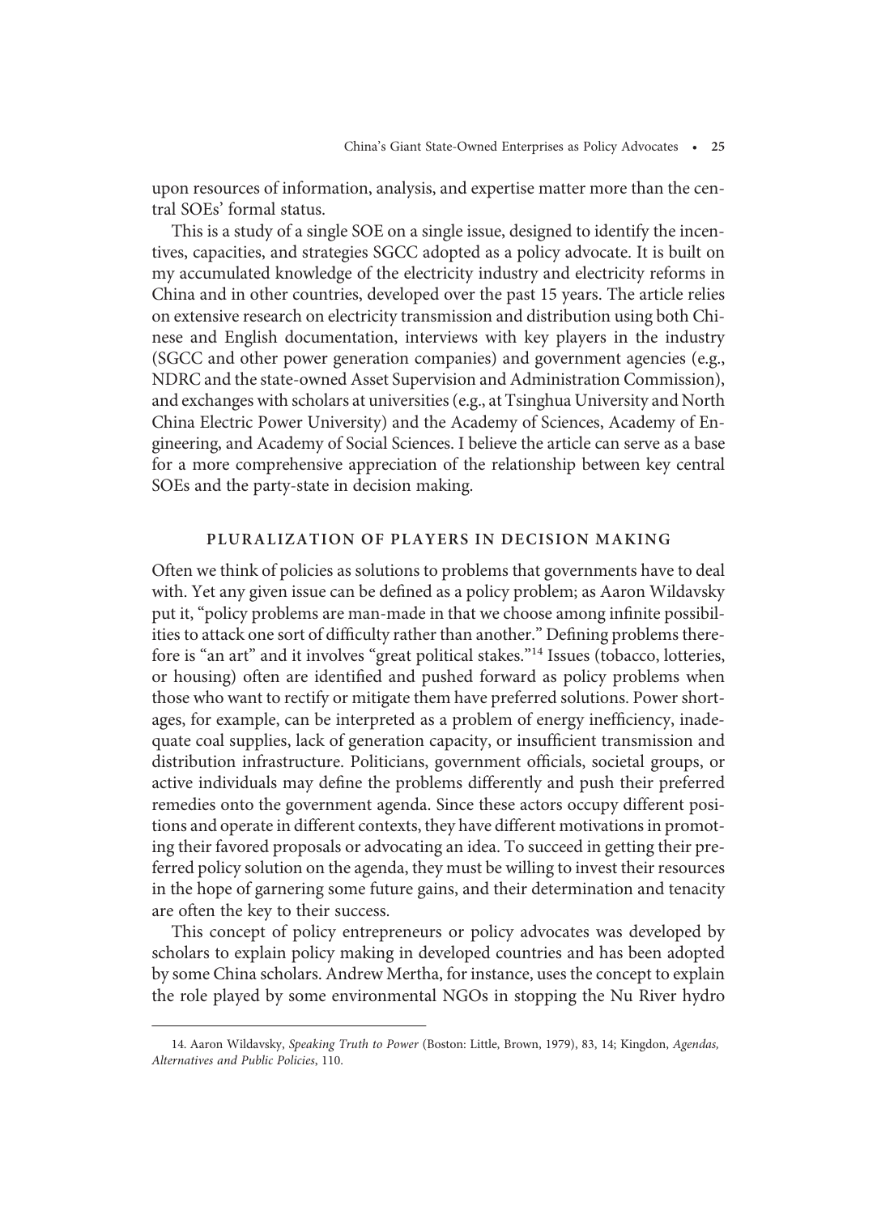upon resources of information, analysis, and expertise matter more than the central SOEs' formal status.

This is a study of a single SOE on a single issue, designed to identify the incentives, capacities, and strategies SGCC adopted as a policy advocate. It is built on my accumulated knowledge of the electricity industry and electricity reforms in China and in other countries, developed over the past 15 years. The article relies on extensive research on electricity transmission and distribution using both Chinese and English documentation, interviews with key players in the industry (SGCC and other power generation companies) and government agencies (e.g., NDRC and the state-owned Asset Supervision and Administration Commission), and exchanges with scholars at universities (e.g., at Tsinghua University and North China Electric Power University) and the Academy of Sciences, Academy of Engineering, and Academy of Social Sciences. I believe the article can serve as a base for a more comprehensive appreciation of the relationship between key central SOEs and the party-state in decision making.

## PLURALIZATION OF PLAYERS IN DECISION MAKING

Often we think of policies as solutions to problems that governments have to deal with. Yet any given issue can be defined as a policy problem; as Aaron Wildavsky put it, "policy problems are man-made in that we choose among infinite possibilities to attack one sort of difficulty rather than another." Defining problems therefore is "an art" and it involves "great political stakes."[14] Issues (tobacco, lotteries, or housing) often are identified and pushed forward as policy problems when those who want to rectify or mitigate them have preferred solutions. Power shortages, for example, can be interpreted as a problem of energy inefficiency, inadequate coal supplies, lack of generation capacity, or insufficient transmission and distribution infrastructure. Politicians, government officials, societal groups, or active individuals may define the problems differently and push their preferred remedies onto the government agenda. Since these actors occupy different positions and operate in different contexts, they have different motivations in promoting their favored proposals or advocating an idea. To succeed in getting their preferred policy solution on the agenda, they must be willing to invest their resources in the hope of garnering some future gains, and their determination and tenacity are often the key to their success.

This concept of policy entrepreneurs or policy advocates was developed by scholars to explain policy making in developed countries and has been adopted by some China scholars. Andrew Mertha, for instance, uses the concept to explain the role played by some environmental NGOs in stopping the Nu River hydro

---

14. Aaron Wildavsky, *Speaking Truth to Power* (Boston: Little, Brown, 1979), 83, 14; Kingdon, *Agendas, Alternatives and Public Policies*, 110.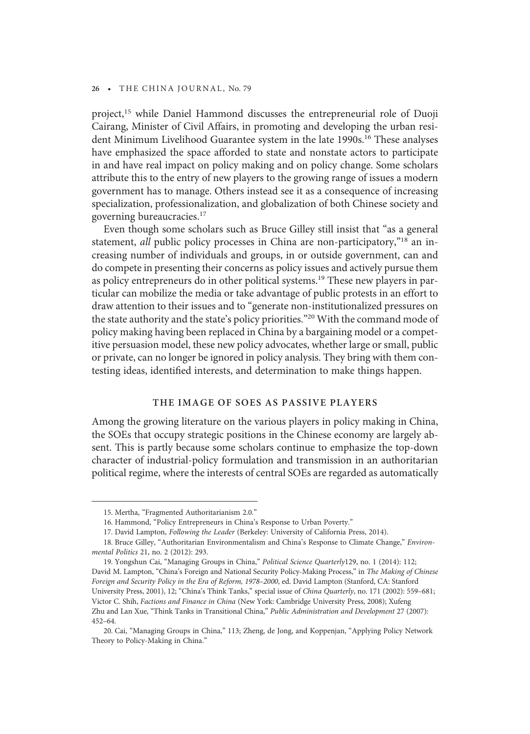project,[15] while Daniel Hammond discusses the entrepreneurial role of Duoji Cairang, Minister of Civil Affairs, in promoting and developing the urban resident Minimum Livelihood Guarantee system in the late 1990s.[16] These analyses have emphasized the space afforded to state and nonstate actors to participate in and have real impact on policy making and on policy change. Some scholars attribute this to the entry of new players to the growing range of issues a modern government has to manage. Others instead see it as a consequence of increasing specialization, professionalization, and globalization of both Chinese society and governing bureaucracies.[17]

Even though some scholars such as Bruce Gilley still insist that "as a general statement, *all* public policy processes in China are non-participatory,"[18] an increasing number of individuals and groups, in or outside government, can and do compete in presenting their concerns as policy issues and actively pursue them as policy entrepreneurs do in other political systems.[19] These new players in particular can mobilize the media or take advantage of public protests in an effort to draw attention to their issues and to "generate non-institutionalized pressures on the state authority and the state's policy priorities."[20] With the command mode of policy making having been replaced in China by a bargaining model or a competitive persuasion model, these new policy advocates, whether large or small, public or private, can no longer be ignored in policy analysis. They bring with them contesting ideas, identified interests, and determination to make things happen.

## THE IMAGE OF SOES AS PASSIVE PLAYERS

Among the growing literature on the various players in policy making in China, the SOEs that occupy strategic positions in the Chinese economy are largely absent. This is partly because some scholars continue to emphasize the top-down character of industrial-policy formulation and transmission in an authoritarian political regime, where the interests of central SOEs are regarded as automatically

---

15. Mertha, "Fragmented Authoritarianism 2.0."

16. Hammond, "Policy Entrepreneurs in China's Response to Urban Poverty."

17. David Lampton, *Following the Leader* (Berkeley: University of California Press, 2014).

18. Bruce Gilley, "Authoritarian Environmentalism and China's Response to Climate Change," *Environmental Politics* 21, no. 2 (2012): 293.

19. Yongshun Cai, "Managing Groups in China," *Political Science Quarterly*129, no. 1 (2014): 112; David M. Lampton, "China's Foreign and National Security Policy-Making Process," in *The Making of Chinese Foreign and Security Policy in the Era of Reform, 1978–2000*, ed. David Lampton (Stanford, CA: Stanford University Press, 2001), 12; "China's Think Tanks," special issue of *China Quarterly*, no. 171 (2002): 559–681; Victor C. Shih, *Factions and Finance in China* (New York: Cambridge University Press, 2008); Xufeng Zhu and Lan Xue, "Think Tanks in Transitional China," *Public Administration and Development* 27 (2007): 452–64.

20. Cai, "Managing Groups in China," 113; Zheng, de Jong, and Koppenjan, "Applying Policy Network Theory to Policy-Making in China."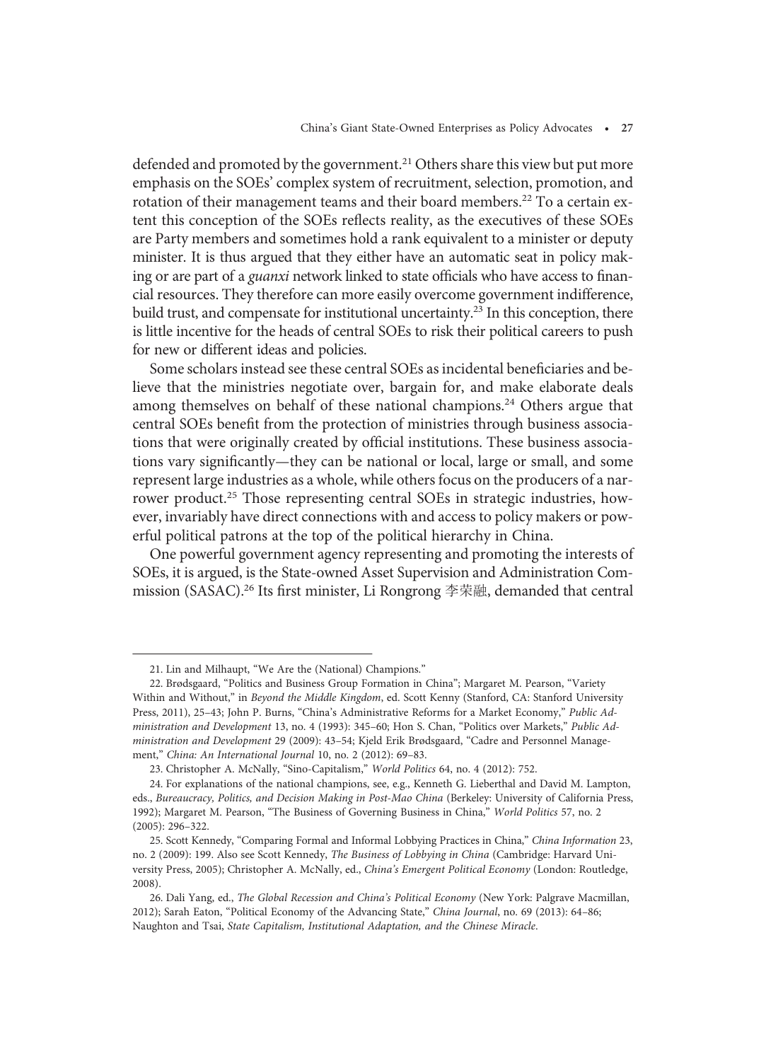defended and promoted by the government.[21] Others share this view but put more emphasis on the SOEs' complex system of recruitment, selection, promotion, and rotation of their management teams and their board members.[22] To a certain extent this conception of the SOEs reflects reality, as the executives of these SOEs are Party members and sometimes hold a rank equivalent to a minister or deputy minister. It is thus argued that they either have an automatic seat in policy making or are part of a *guanxi* network linked to state officials who have access to financial resources. They therefore can more easily overcome government indifference, build trust, and compensate for institutional uncertainty.[23] In this conception, there is little incentive for the heads of central SOEs to risk their political careers to push for new or different ideas and policies.

Some scholars instead see these central SOEs as incidental beneficiaries and believe that the ministries negotiate over, bargain for, and make elaborate deals among themselves on behalf of these national champions.[24] Others argue that central SOEs benefit from the protection of ministries through business associations that were originally created by official institutions. These business associations vary significantly—they can be national or local, large or small, and some represent large industries as a whole, while others focus on the producers of a narrower product.[25] Those representing central SOEs in strategic industries, however, invariably have direct connections with and access to policy makers or powerful political patrons at the top of the political hierarchy in China.

One powerful government agency representing and promoting the interests of SOEs, it is argued, is the State-owned Asset Supervision and Administration Commission (SASAC).[26] Its first minister, Li Rongrong 李荣融, demanded that central

21. Lin and Milhaupt, "We Are the (National) Champions."

22. Brødsgaard, "Politics and Business Group Formation in China"; Margaret M. Pearson, "Variety Within and Without," in *Beyond the Middle Kingdom*, ed. Scott Kenny (Stanford, CA: Stanford University Press, 2011), 25–43; John P. Burns, "China's Administrative Reforms for a Market Economy," *Public Administration and Development* 13, no. 4 (1993): 345–60; Hon S. Chan, "Politics over Markets," *Public Administration and Development* 29 (2009): 43–54; Kjeld Erik Brødsgaard, "Cadre and Personnel Management," *China: An International Journal* 10, no. 2 (2012): 69–83.

23. Christopher A. McNally, "Sino-Capitalism," *World Politics* 64, no. 4 (2012): 752.

24. For explanations of the national champions, see, e.g., Kenneth G. Lieberthal and David M. Lampton, eds., *Bureaucracy, Politics, and Decision Making in Post-Mao China* (Berkeley: University of California Press, 1992); Margaret M. Pearson, "The Business of Governing Business in China," *World Politics* 57, no. 2 (2005): 296–322.

25. Scott Kennedy, "Comparing Formal and Informal Lobbying Practices in China," *China Information* 23, no. 2 (2009): 199. Also see Scott Kennedy, *The Business of Lobbying in China* (Cambridge: Harvard University Press, 2005); Christopher A. McNally, ed., *China's Emergent Political Economy* (London: Routledge, 2008).

26. Dali Yang, ed., *The Global Recession and China's Political Economy* (New York: Palgrave Macmillan, 2012); Sarah Eaton, "Political Economy of the Advancing State," *China Journal*, no. 69 (2013): 64–86; Naughton and Tsai, *State Capitalism, Institutional Adaptation, and the Chinese Miracle*.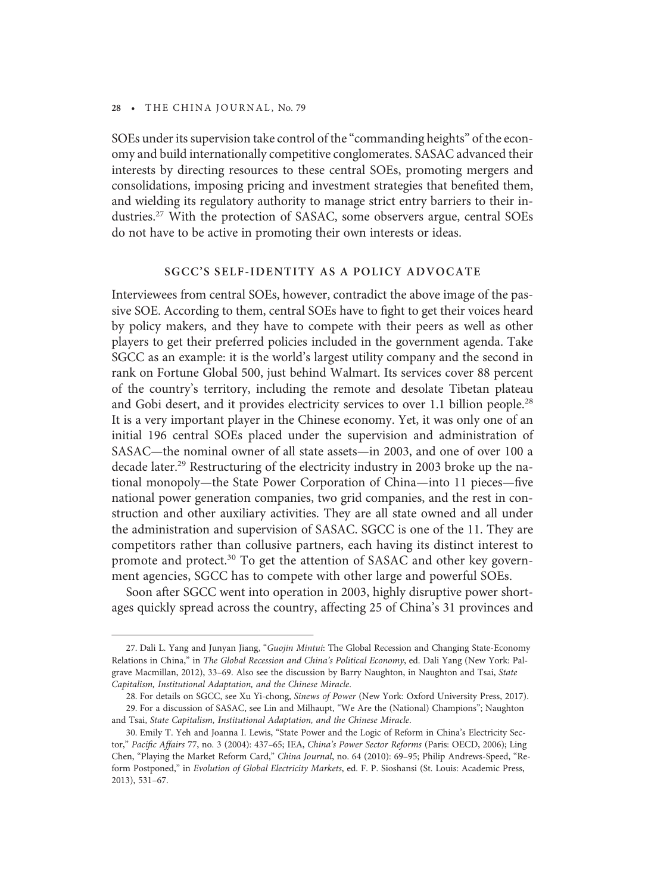SOEs under its supervision take control of the "commanding heights" of the economy and build internationally competitive conglomerates. SASAC advanced their interests by directing resources to these central SOEs, promoting mergers and consolidations, imposing pricing and investment strategies that benefited them, and wielding its regulatory authority to manage strict entry barriers to their industries.[27] With the protection of SASAC, some observers argue, central SOEs do not have to be active in promoting their own interests or ideas.

## SGCC'S SELF-IDENTITY AS A POLICY ADVOCATE

Interviewees from central SOEs, however, contradict the above image of the passive SOE. According to them, central SOEs have to fight to get their voices heard by policy makers, and they have to compete with their peers as well as other players to get their preferred policies included in the government agenda. Take SGCC as an example: it is the world's largest utility company and the second in rank on Fortune Global 500, just behind Walmart. Its services cover 88 percent of the country's territory, including the remote and desolate Tibetan plateau and Gobi desert, and it provides electricity services to over 1.1 billion people.[28] It is a very important player in the Chinese economy. Yet, it was only one of an initial 196 central SOEs placed under the supervision and administration of SASAC—the nominal owner of all state assets—in 2003, and one of over 100 a decade later.[29] Restructuring of the electricity industry in 2003 broke up the national monopoly—the State Power Corporation of China—into 11 pieces—five national power generation companies, two grid companies, and the rest in construction and other auxiliary activities. They are all state owned and all under the administration and supervision of SASAC. SGCC is one of the 11. They are competitors rather than collusive partners, each having its distinct interest to promote and protect.[30] To get the attention of SASAC and other key government agencies, SGCC has to compete with other large and powerful SOEs.

Soon after SGCC went into operation in 2003, highly disruptive power shortages quickly spread across the country, affecting 25 of China's 31 provinces and

---

27. Dali L. Yang and Junyan Jiang, "*Guojin Mintui*: The Global Recession and Changing State-Economy Relations in China," in *The Global Recession and China's Political Economy*, ed. Dali Yang (New York: Palgrave Macmillan, 2012), 33–69. Also see the discussion by Barry Naughton, in Naughton and Tsai, *State Capitalism, Institutional Adaptation, and the Chinese Miracle*.

28. For details on SGCC, see Xu Yi-chong, *Sinews of Power* (New York: Oxford University Press, 2017).

29. For a discussion of SASAC, see Lin and Milhaupt, "We Are the (National) Champions"; Naughton and Tsai, *State Capitalism, Institutional Adaptation, and the Chinese Miracle*.

30. Emily T. Yeh and Joanna I. Lewis, "State Power and the Logic of Reform in China's Electricity Sector," *Pacific Affairs* 77, no. 3 (2004): 437–65; IEA, *China's Power Sector Reforms* (Paris: OECD, 2006); Ling Chen, "Playing the Market Reform Card," *China Journal*, no. 64 (2010): 69–95; Philip Andrews-Speed, "Reform Postponed," in *Evolution of Global Electricity Markets*, ed. F. P. Sioshansi (St. Louis: Academic Press, 2013), 531–67.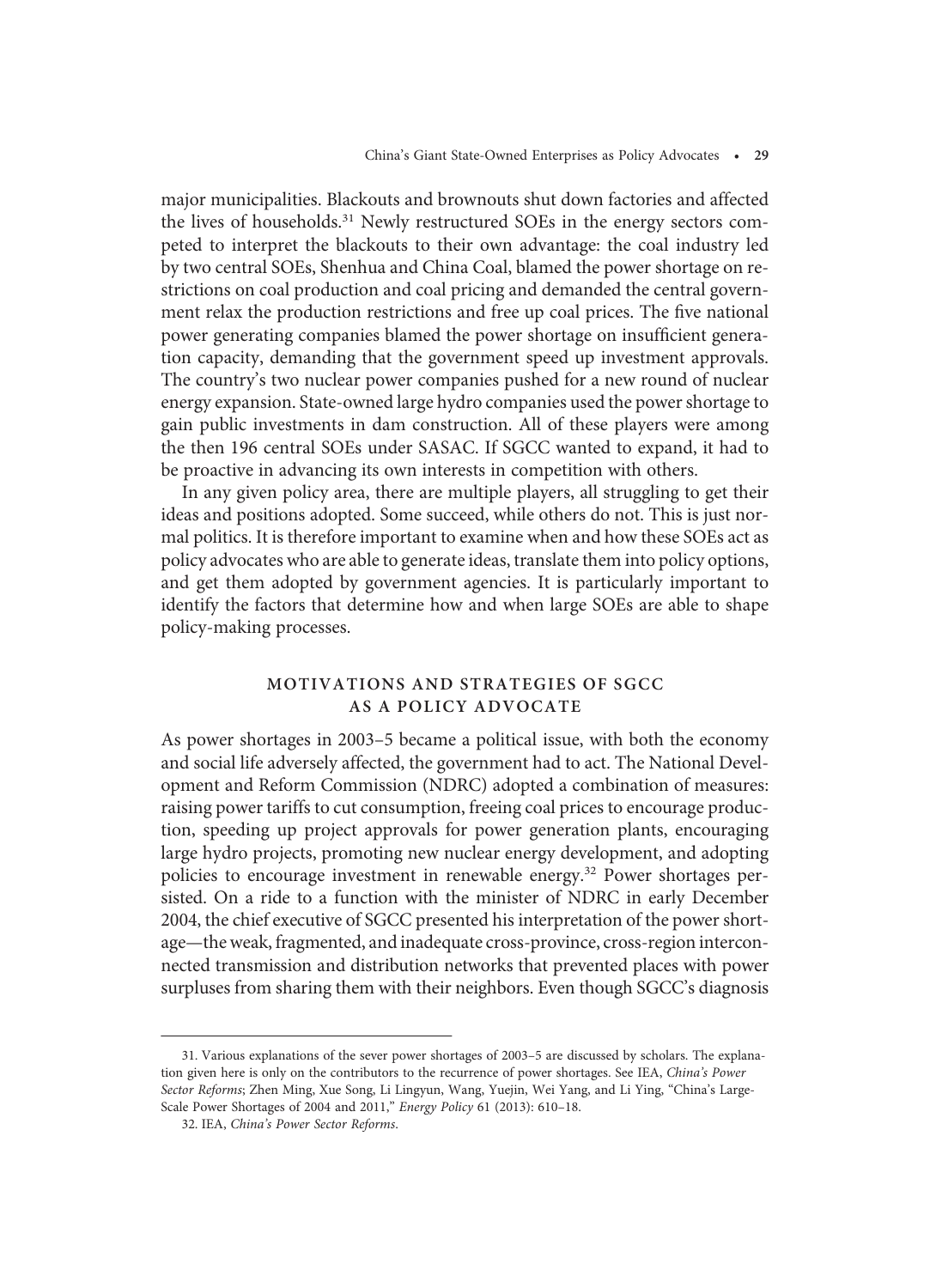major municipalities. Blackouts and brownouts shut down factories and affected the lives of households.[31] Newly restructured SOEs in the energy sectors competed to interpret the blackouts to their own advantage: the coal industry led by two central SOEs, Shenhua and China Coal, blamed the power shortage on restrictions on coal production and coal pricing and demanded the central government relax the production restrictions and free up coal prices. The five national power generating companies blamed the power shortage on insufficient generation capacity, demanding that the government speed up investment approvals. The country's two nuclear power companies pushed for a new round of nuclear energy expansion. State-owned large hydro companies used the power shortage to gain public investments in dam construction. All of these players were among the then 196 central SOEs under SASAC. If SGCC wanted to expand, it had to be proactive in advancing its own interests in competition with others.

In any given policy area, there are multiple players, all struggling to get their ideas and positions adopted. Some succeed, while others do not. This is just normal politics. It is therefore important to examine when and how these SOEs act as policy advocates who are able to generate ideas, translate them into policy options, and get them adopted by government agencies. It is particularly important to identify the factors that determine how and when large SOEs are able to shape policy-making processes.

## MOTIVATIONS AND STRATEGIES OF SGCC AS A POLICY ADVOCATE

As power shortages in 2003–5 became a political issue, with both the economy and social life adversely affected, the government had to act. The National Development and Reform Commission (NDRC) adopted a combination of measures: raising power tariffs to cut consumption, freeing coal prices to encourage production, speeding up project approvals for power generation plants, encouraging large hydro projects, promoting new nuclear energy development, and adopting policies to encourage investment in renewable energy.[32] Power shortages persisted. On a ride to a function with the minister of NDRC in early December 2004, the chief executive of SGCC presented his interpretation of the power shortage—the weak, fragmented, and inadequate cross-province, cross-region interconnected transmission and distribution networks that prevented places with power surpluses from sharing them with their neighbors. Even though SGCC's diagnosis

---

31. Various explanations of the sever power shortages of 2003–5 are discussed by scholars. The explanation given here is only on the contributors to the recurrence of power shortages. See IEA, *China's Power Sector Reforms*; Zhen Ming, Xue Song, Li Lingyun, Wang, Yuejin, Wei Yang, and Li Ying, "China's Large-Scale Power Shortages of 2004 and 2011," *Energy Policy* 61 (2013): 610–18.

32. IEA, *China's Power Sector Reforms*.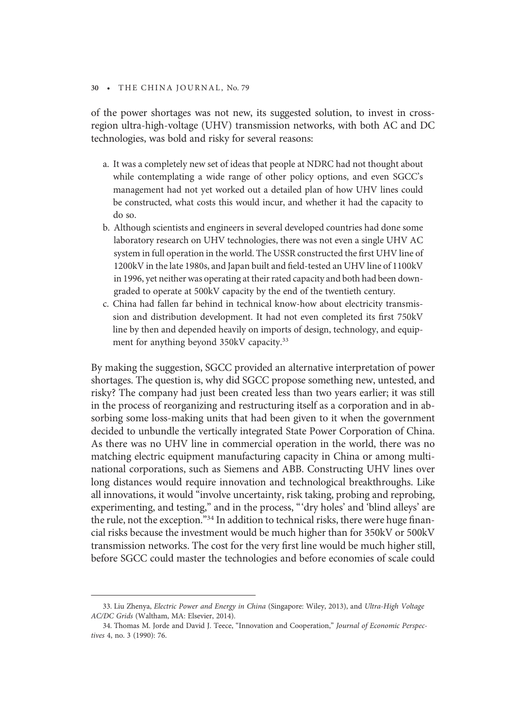of the power shortages was not new, its suggested solution, to invest in cross-region ultra-high-voltage (UHV) transmission networks, with both AC and DC technologies, was bold and risky for several reasons:

a. It was a completely new set of ideas that people at NDRC had not thought about while contemplating a wide range of other policy options, and even SGCC's management had not yet worked out a detailed plan of how UHV lines could be constructed, what costs this would incur, and whether it had the capacity to do so.
b. Although scientists and engineers in several developed countries had done some laboratory research on UHV technologies, there was not even a single UHV AC system in full operation in the world. The USSR constructed the first UHV line of 1200kV in the late 1980s, and Japan built and field-tested an UHV line of 1100kV in 1996, yet neither was operating at their rated capacity and both had been downgraded to operate at 500kV capacity by the end of the twentieth century.
c. China had fallen far behind in technical know-how about electricity transmission and distribution development. It had not even completed its first 750kV line by then and depended heavily on imports of design, technology, and equipment for anything beyond 350kV capacity.[33]

By making the suggestion, SGCC provided an alternative interpretation of power shortages. The question is, why did SGCC propose something new, untested, and risky? The company had just been created less than two years earlier; it was still in the process of reorganizing and restructuring itself as a corporation and in absorbing some loss-making units that had been given to it when the government decided to unbundle the vertically integrated State Power Corporation of China. As there was no UHV line in commercial operation in the world, there was no matching electric equipment manufacturing capacity in China or among multinational corporations, such as Siemens and ABB. Constructing UHV lines over long distances would require innovation and technological breakthroughs. Like all innovations, it would "involve uncertainty, risk taking, probing and reprobing, experimenting, and testing," and in the process, "'dry holes' and 'blind alleys' are the rule, not the exception."[34] In addition to technical risks, there were huge financial risks because the investment would be much higher than for 350kV or 500kV transmission networks. The cost for the very first line would be much higher still, before SGCC could master the technologies and before economies of scale could

---

33. Liu Zhenya, *Electric Power and Energy in China* (Singapore: Wiley, 2013), and *Ultra-High Voltage AC/DC Grids* (Waltham, MA: Elsevier, 2014).

34. Thomas M. Jorde and David J. Teece, "Innovation and Cooperation," *Journal of Economic Perspectives* 4, no. 3 (1990): 76.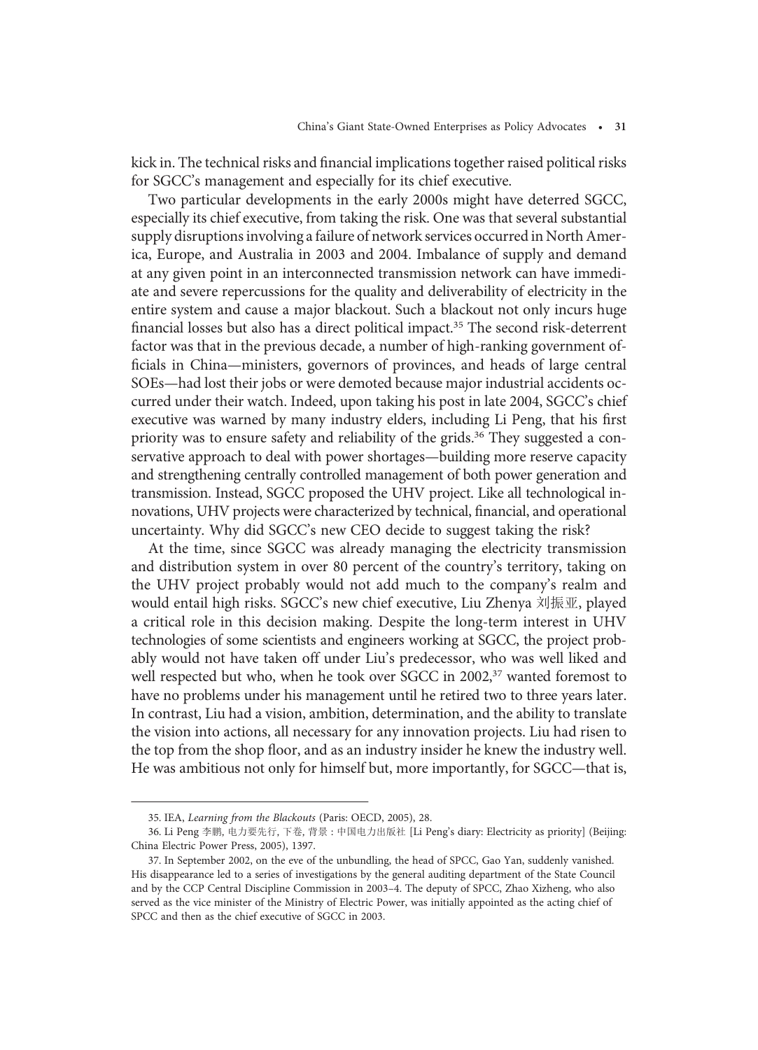kick in. The technical risks and financial implications together raised political risks for SGCC's management and especially for its chief executive.

Two particular developments in the early 2000s might have deterred SGCC, especially its chief executive, from taking the risk. One was that several substantial supply disruptions involving a failure of network services occurred in North America, Europe, and Australia in 2003 and 2004. Imbalance of supply and demand at any given point in an interconnected transmission network can have immediate and severe repercussions for the quality and deliverability of electricity in the entire system and cause a major blackout. Such a blackout not only incurs huge financial losses but also has a direct political impact.[35] The second risk-deterrent factor was that in the previous decade, a number of high-ranking government officials in China—ministers, governors of provinces, and heads of large central SOEs—had lost their jobs or were demoted because major industrial accidents occurred under their watch. Indeed, upon taking his post in late 2004, SGCC's chief executive was warned by many industry elders, including Li Peng, that his first priority was to ensure safety and reliability of the grids.[36] They suggested a conservative approach to deal with power shortages—building more reserve capacity and strengthening centrally controlled management of both power generation and transmission. Instead, SGCC proposed the UHV project. Like all technological innovations, UHV projects were characterized by technical, financial, and operational uncertainty. Why did SGCC's new CEO decide to suggest taking the risk?

At the time, since SGCC was already managing the electricity transmission and distribution system in over 80 percent of the country's territory, taking on the UHV project probably would not add much to the company's realm and would entail high risks. SGCC's new chief executive, Liu Zhenya 刘振亚, played a critical role in this decision making. Despite the long-term interest in UHV technologies of some scientists and engineers working at SGCC, the project probably would not have taken off under Liu's predecessor, who was well liked and well respected but who, when he took over SGCC in 2002,[37] wanted foremost to have no problems under his management until he retired two to three years later. In contrast, Liu had a vision, ambition, determination, and the ability to translate the vision into actions, all necessary for any innovation projects. Liu had risen to the top from the shop floor, and as an industry insider he knew the industry well. He was ambitious not only for himself but, more importantly, for SGCC—that is,

---

35. IEA, *Learning from the Blackouts* (Paris: OECD, 2005), 28.

36. Li Peng 李鹏, 电力要先行, 下卷, 背景：中国电力出版社 [Li Peng's diary: Electricity as priority] (Beijing: China Electric Power Press, 2005), 1397.

37. In September 2002, on the eve of the unbundling, the head of SPCC, Gao Yan, suddenly vanished. His disappearance led to a series of investigations by the general auditing department of the State Council and by the CCP Central Discipline Commission in 2003–4. The deputy of SPCC, Zhao Xizheng, who also served as the vice minister of the Ministry of Electric Power, was initially appointed as the acting chief of SPCC and then as the chief executive of SGCC in 2003.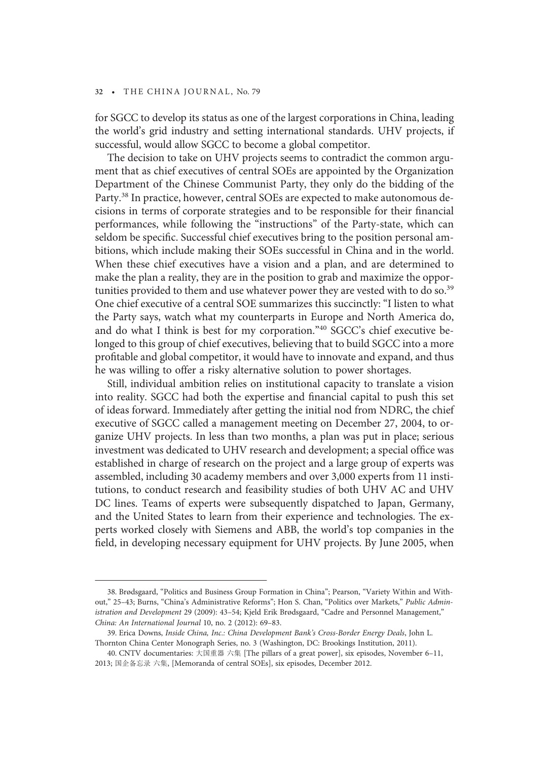for SGCC to develop its status as one of the largest corporations in China, leading the world's grid industry and setting international standards. UHV projects, if successful, would allow SGCC to become a global competitor.

The decision to take on UHV projects seems to contradict the common argument that as chief executives of central SOEs are appointed by the Organization Department of the Chinese Communist Party, they only do the bidding of the Party.[38] In practice, however, central SOEs are expected to make autonomous decisions in terms of corporate strategies and to be responsible for their financial performances, while following the "instructions" of the Party-state, which can seldom be specific. Successful chief executives bring to the position personal ambitions, which include making their SOEs successful in China and in the world. When these chief executives have a vision and a plan, and are determined to make the plan a reality, they are in the position to grab and maximize the opportunities provided to them and use whatever power they are vested with to do so.[39] One chief executive of a central SOE summarizes this succinctly: "I listen to what the Party says, watch what my counterparts in Europe and North America do, and do what I think is best for my corporation."[40] SGCC's chief executive belonged to this group of chief executives, believing that to build SGCC into a more profitable and global competitor, it would have to innovate and expand, and thus he was willing to offer a risky alternative solution to power shortages.

Still, individual ambition relies on institutional capacity to translate a vision into reality. SGCC had both the expertise and financial capital to push this set of ideas forward. Immediately after getting the initial nod from NDRC, the chief executive of SGCC called a management meeting on December 27, 2004, to organize UHV projects. In less than two months, a plan was put in place; serious investment was dedicated to UHV research and development; a special office was established in charge of research on the project and a large group of experts was assembled, including 30 academy members and over 3,000 experts from 11 institutions, to conduct research and feasibility studies of both UHV AC and UHV DC lines. Teams of experts were subsequently dispatched to Japan, Germany, and the United States to learn from their experience and technologies. The experts worked closely with Siemens and ABB, the world's top companies in the field, in developing necessary equipment for UHV projects. By June 2005, when

38. Brødsgaard, "Politics and Business Group Formation in China"; Pearson, "Variety Within and Without," 25–43; Burns, "China's Administrative Reforms"; Hon S. Chan, "Politics over Markets," *Public Administration and Development* 29 (2009): 43–54; Kjeld Erik Brødsgaard, "Cadre and Personnel Management," *China: An International Journal* 10, no. 2 (2012): 69–83.

39. Erica Downs, *Inside China, Inc.: China Development Bank's Cross-Border Energy Deals*, John L. Thornton China Center Monograph Series, no. 3 (Washington, DC: Brookings Institution, 2011).

40. CNTV documentaries: 大国重器 六集 [The pillars of a great power], six episodes, November 6–11, 2013; 国企备忘录 六集, [Memoranda of central SOEs], six episodes, December 2012.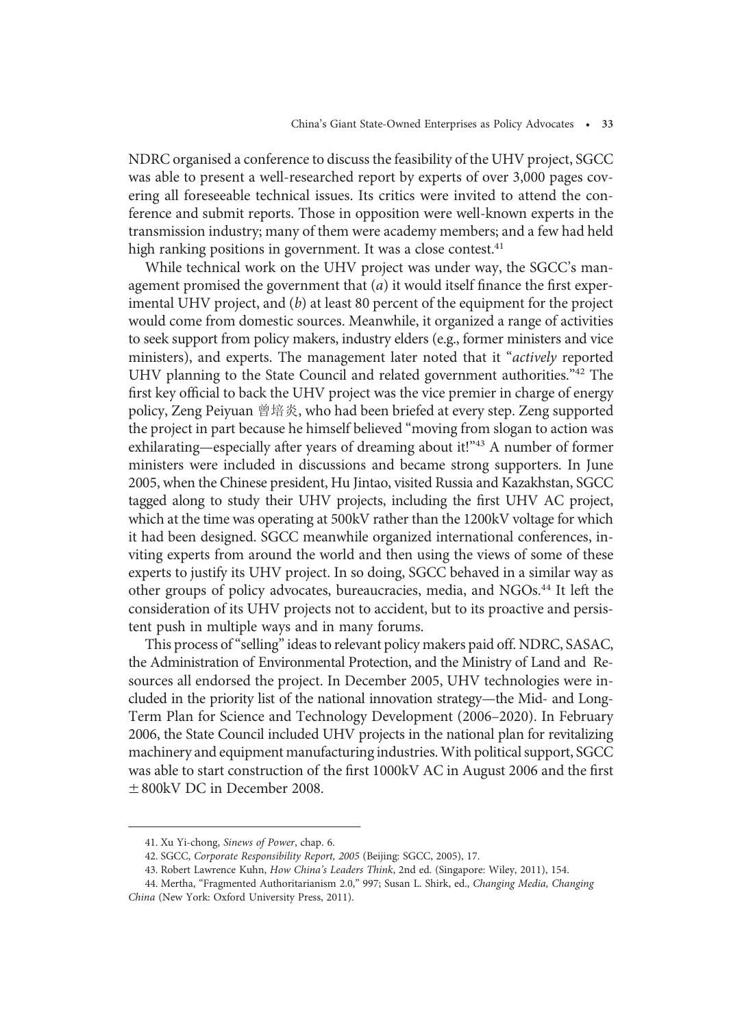NDRC organised a conference to discuss the feasibility of the UHV project, SGCC was able to present a well-researched report by experts of over 3,000 pages covering all foreseeable technical issues. Its critics were invited to attend the conference and submit reports. Those in opposition were well-known experts in the transmission industry; many of them were academy members; and a few had held high ranking positions in government. It was a close contest.[41]

While technical work on the UHV project was under way, the SGCC's management promised the government that (*a*) it would itself finance the first experimental UHV project, and (*b*) at least 80 percent of the equipment for the project would come from domestic sources. Meanwhile, it organized a range of activities to seek support from policy makers, industry elders (e.g., former ministers and vice ministers), and experts. The management later noted that it "*actively* reported UHV planning to the State Council and related government authorities."[42] The first key official to back the UHV project was the vice premier in charge of energy policy, Zeng Peiyuan 曾培炎, who had been briefed at every step. Zeng supported the project in part because he himself believed "moving from slogan to action was exhilarating—especially after years of dreaming about it!"[43] A number of former ministers were included in discussions and became strong supporters. In June 2005, when the Chinese president, Hu Jintao, visited Russia and Kazakhstan, SGCC tagged along to study their UHV projects, including the first UHV AC project, which at the time was operating at 500kV rather than the 1200kV voltage for which it had been designed. SGCC meanwhile organized international conferences, inviting experts from around the world and then using the views of some of these experts to justify its UHV project. In so doing, SGCC behaved in a similar way as other groups of policy advocates, bureaucracies, media, and NGOs.[44] It left the consideration of its UHV projects not to accident, but to its proactive and persistent push in multiple ways and in many forums.

This process of "selling" ideas to relevant policy makers paid off. NDRC, SASAC, the Administration of Environmental Protection, and the Ministry of Land and Resources all endorsed the project. In December 2005, UHV technologies were included in the priority list of the national innovation strategy—the Mid- and Long-Term Plan for Science and Technology Development (2006–2020). In February 2006, the State Council included UHV projects in the national plan for revitalizing machinery and equipment manufacturing industries. With political support, SGCC was able to start construction of the first 1000kV AC in August 2006 and the first ±800kV DC in December 2008.

---

41. Xu Yi-chong, *Sinews of Power*, chap. 6.

42. SGCC, *Corporate Responsibility Report, 2005* (Beijing: SGCC, 2005), 17.

43. Robert Lawrence Kuhn, *How China's Leaders Think*, 2nd ed. (Singapore: Wiley, 2011), 154.

44. Mertha, "Fragmented Authoritarianism 2.0," 997; Susan L. Shirk, ed., *Changing Media, Changing China* (New York: Oxford University Press, 2011).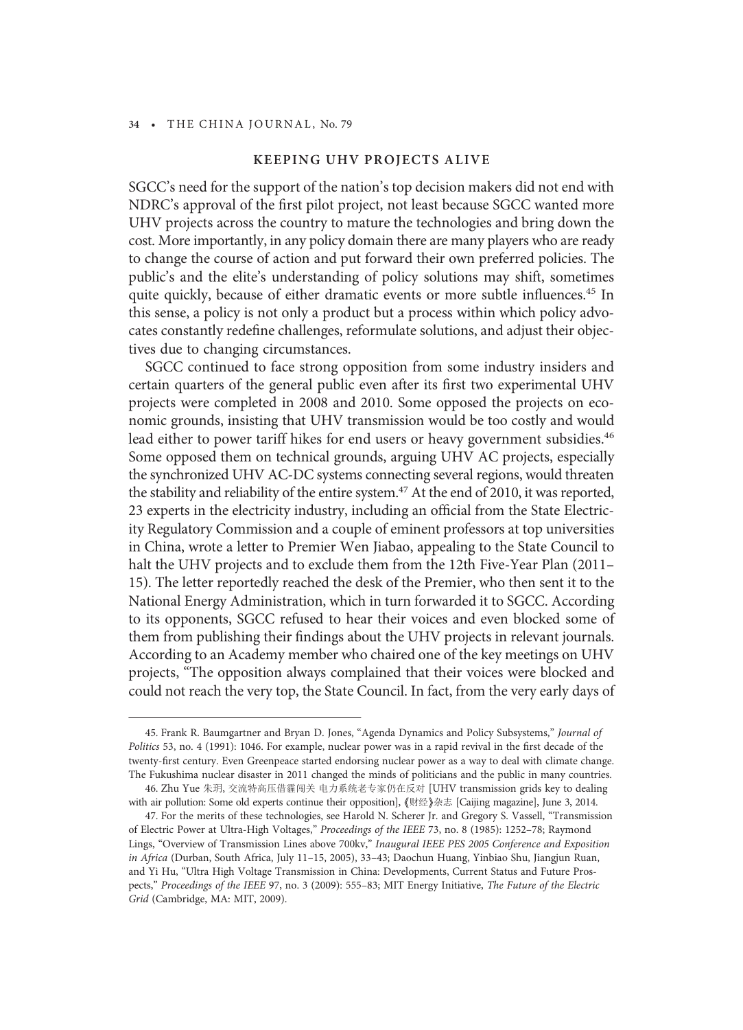## KEEPING UHV PROJECTS ALIVE

SGCC's need for the support of the nation's top decision makers did not end with NDRC's approval of the first pilot project, not least because SGCC wanted more UHV projects across the country to mature the technologies and bring down the cost. More importantly, in any policy domain there are many players who are ready to change the course of action and put forward their own preferred policies. The public's and the elite's understanding of policy solutions may shift, sometimes quite quickly, because of either dramatic events or more subtle influences.[45] In this sense, a policy is not only a product but a process within which policy advocates constantly redefine challenges, reformulate solutions, and adjust their objectives due to changing circumstances.

SGCC continued to face strong opposition from some industry insiders and certain quarters of the general public even after its first two experimental UHV projects were completed in 2008 and 2010. Some opposed the projects on economic grounds, insisting that UHV transmission would be too costly and would lead either to power tariff hikes for end users or heavy government subsidies.[46] Some opposed them on technical grounds, arguing UHV AC projects, especially the synchronized UHV AC-DC systems connecting several regions, would threaten the stability and reliability of the entire system.[47] At the end of 2010, it was reported, 23 experts in the electricity industry, including an official from the State Electricity Regulatory Commission and a couple of eminent professors at top universities in China, wrote a letter to Premier Wen Jiabao, appealing to the State Council to halt the UHV projects and to exclude them from the 12th Five-Year Plan (2011–15). The letter reportedly reached the desk of the Premier, who then sent it to the National Energy Administration, which in turn forwarded it to SGCC. According to its opponents, SGCC refused to hear their voices and even blocked some of them from publishing their findings about the UHV projects in relevant journals. According to an Academy member who chaired one of the key meetings on UHV projects, "The opposition always complained that their voices were blocked and could not reach the very top, the State Council. In fact, from the very early days of

---

45. Frank R. Baumgartner and Bryan D. Jones, "Agenda Dynamics and Policy Subsystems," *Journal of Politics* 53, no. 4 (1991): 1046. For example, nuclear power was in a rapid revival in the first decade of the twenty-first century. Even Greenpeace started endorsing nuclear power as a way to deal with climate change. The Fukushima nuclear disaster in 2011 changed the minds of politicians and the public in many countries.

46. Zhu Yue 朱玥, 交流特高压借霾闯关 电力系统老专家仍在反对 [UHV transmission grids key to dealing with air pollution: Some old experts continue their opposition], 《财经》杂志 [Caijing magazine], June 3, 2014.

47. For the merits of these technologies, see Harold N. Scherer Jr. and Gregory S. Vassell, "Transmission of Electric Power at Ultra-High Voltages," *Proceedings of the IEEE* 73, no. 8 (1985): 1252–78; Raymond Lings, "Overview of Transmission Lines above 700kv," *Inaugural IEEE PES 2005 Conference and Exposition in Africa* (Durban, South Africa, July 11–15, 2005), 33–43; Daochun Huang, Yinbiao Shu, Jiangjun Ruan, and Yi Hu, "Ultra High Voltage Transmission in China: Developments, Current Status and Future Prospects," *Proceedings of the IEEE* 97, no. 3 (2009): 555–83; MIT Energy Initiative, *The Future of the Electric Grid* (Cambridge, MA: MIT, 2009).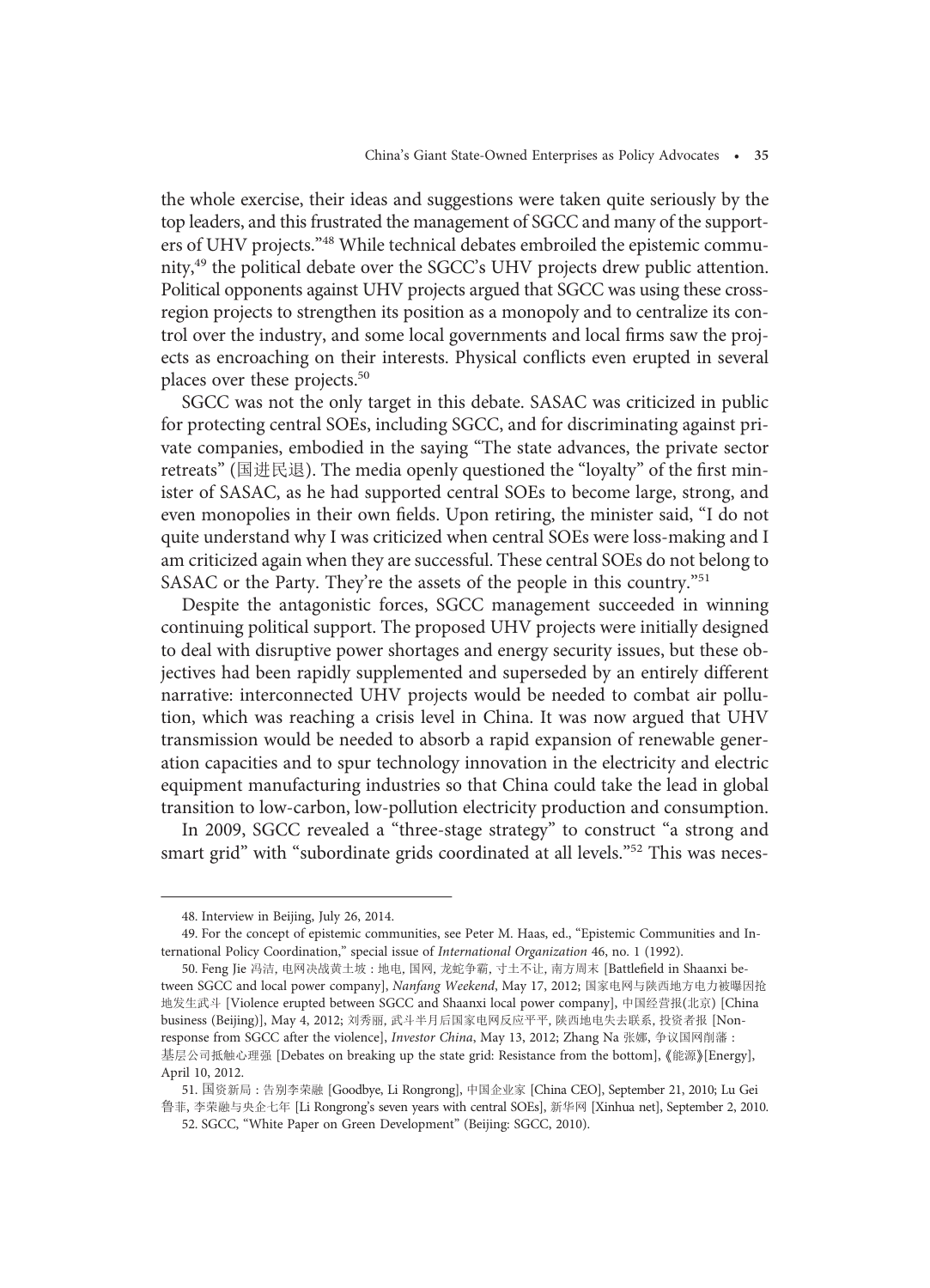the whole exercise, their ideas and suggestions were taken quite seriously by the top leaders, and this frustrated the management of SGCC and many of the supporters of UHV projects."[48] While technical debates embroiled the epistemic community,[49] the political debate over the SGCC's UHV projects drew public attention. Political opponents against UHV projects argued that SGCC was using these cross-region projects to strengthen its position as a monopoly and to centralize its control over the industry, and some local governments and local firms saw the projects as encroaching on their interests. Physical conflicts even erupted in several places over these projects.[50]

SGCC was not the only target in this debate. SASAC was criticized in public for protecting central SOEs, including SGCC, and for discriminating against private companies, embodied in the saying "The state advances, the private sector retreats" (国进民退). The media openly questioned the "loyalty" of the first minister of SASAC, as he had supported central SOEs to become large, strong, and even monopolies in their own fields. Upon retiring, the minister said, "I do not quite understand why I was criticized when central SOEs were loss-making and I am criticized again when they are successful. These central SOEs do not belong to SASAC or the Party. They're the assets of the people in this country."[51]

Despite the antagonistic forces, SGCC management succeeded in winning continuing political support. The proposed UHV projects were initially designed to deal with disruptive power shortages and energy security issues, but these objectives had been rapidly supplemented and superseded by an entirely different narrative: interconnected UHV projects would be needed to combat air pollution, which was reaching a crisis level in China. It was now argued that UHV transmission would be needed to absorb a rapid expansion of renewable generation capacities and to spur technology innovation in the electricity and electric equipment manufacturing industries so that China could take the lead in global transition to low-carbon, low-pollution electricity production and consumption.

In 2009, SGCC revealed a "three-stage strategy" to construct "a strong and smart grid" with "subordinate grids coordinated at all levels."[52] This was neces-

---

48. Interview in Beijing, July 26, 2014.

49. For the concept of epistemic communities, see Peter M. Haas, ed., "Epistemic Communities and International Policy Coordination," special issue of *International Organization* 46, no. 1 (1992).

50. Feng Jie 冯洁, 电网决战黄土坡：地电, 国网, 龙蛇争霸, 寸土不让, 南方周末 [Battlefield in Shaanxi between SGCC and local power company], *Nanfang Weekend*, May 17, 2012; 国家电网与陕西地方电力被曝因抢地发生武斗 [Violence erupted between SGCC and Shaanxi local power company], 中国经营报(北京) [China business (Beijing)], May 4, 2012; 刘秀丽, 武斗半月后国家电网反应平平, 陕西地电失去联系, 投资者报 [Non-response from SGCC after the violence], *Investor China*, May 13, 2012; Zhang Na 张娜, 争议国网削藩：基层公司抵触心理强 [Debates on breaking up the state grid: Resistance from the bottom],《能源》[Energy], April 10, 2012.

51. 国资新局：告别李荣融 [Goodbye, Li Rongrong], 中国企业家 [China CEO], September 21, 2010; Lu Gei 鲁菲, 李荣融与央企七年 [Li Rongrong's seven years with central SOEs], 新华网 [Xinhua net], September 2, 2010.

52. SGCC, "White Paper on Green Development" (Beijing: SGCC, 2010).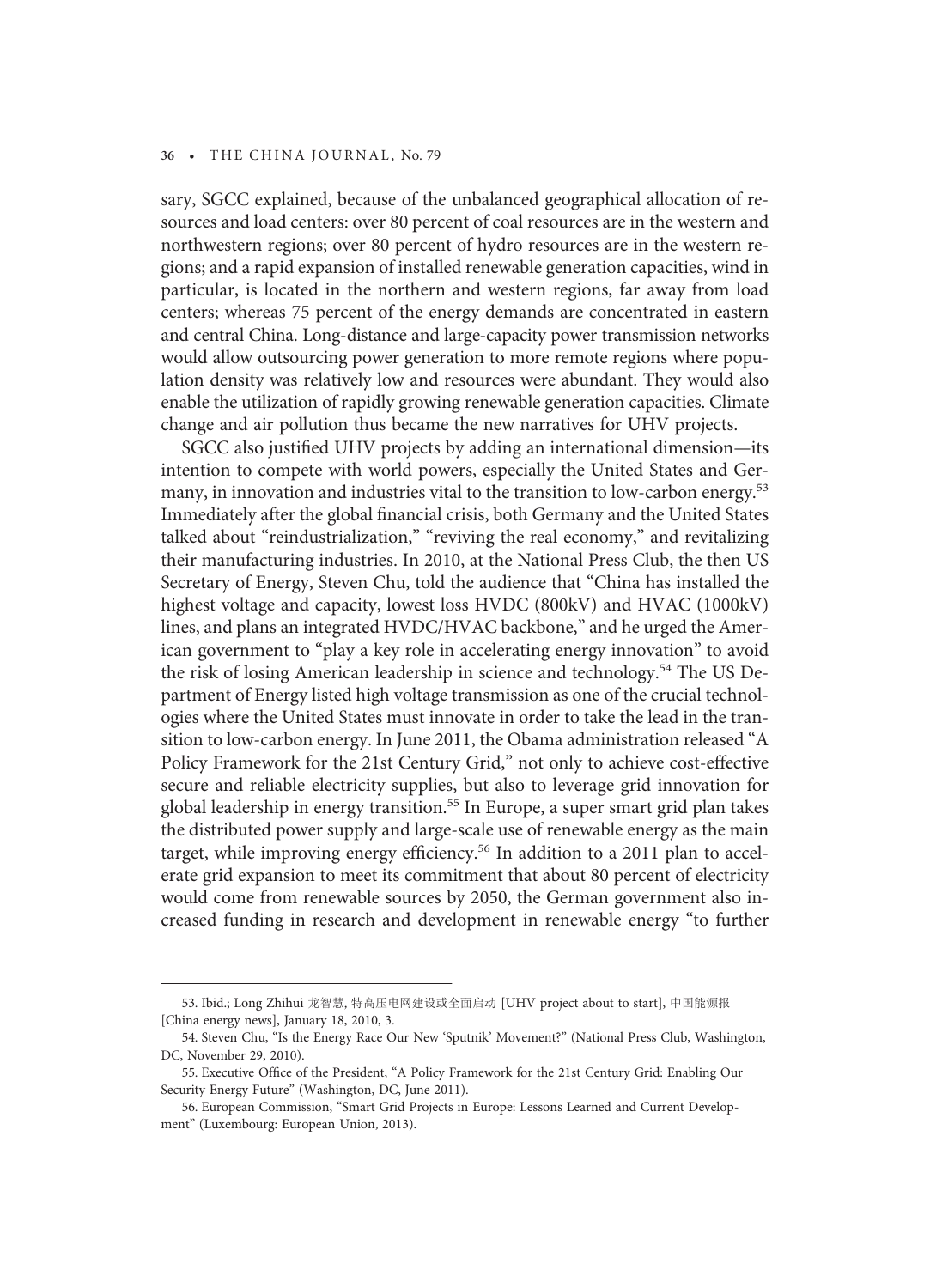sary, SGCC explained, because of the unbalanced geographical allocation of resources and load centers: over 80 percent of coal resources are in the western and northwestern regions; over 80 percent of hydro resources are in the western regions; and a rapid expansion of installed renewable generation capacities, wind in particular, is located in the northern and western regions, far away from load centers; whereas 75 percent of the energy demands are concentrated in eastern and central China. Long-distance and large-capacity power transmission networks would allow outsourcing power generation to more remote regions where population density was relatively low and resources were abundant. They would also enable the utilization of rapidly growing renewable generation capacities. Climate change and air pollution thus became the new narratives for UHV projects.

SGCC also justified UHV projects by adding an international dimension—its intention to compete with world powers, especially the United States and Germany, in innovation and industries vital to the transition to low-carbon energy.[53] Immediately after the global financial crisis, both Germany and the United States talked about "reindustrialization," "reviving the real economy," and revitalizing their manufacturing industries. In 2010, at the National Press Club, the then US Secretary of Energy, Steven Chu, told the audience that "China has installed the highest voltage and capacity, lowest loss HVDC (800kV) and HVAC (1000kV) lines, and plans an integrated HVDC/HVAC backbone," and he urged the American government to "play a key role in accelerating energy innovation" to avoid the risk of losing American leadership in science and technology.[54] The US Department of Energy listed high voltage transmission as one of the crucial technologies where the United States must innovate in order to take the lead in the transition to low-carbon energy. In June 2011, the Obama administration released "A Policy Framework for the 21st Century Grid," not only to achieve cost-effective secure and reliable electricity supplies, but also to leverage grid innovation for global leadership in energy transition.[55] In Europe, a super smart grid plan takes the distributed power supply and large-scale use of renewable energy as the main target, while improving energy efficiency.[56] In addition to a 2011 plan to accelerate grid expansion to meet its commitment that about 80 percent of electricity would come from renewable sources by 2050, the German government also increased funding in research and development in renewable energy "to further

---

53. Ibid.; Long Zhihui 龙智慧, 特高压电网建设或全面启动 [UHV project about to start], 中国能源报 [China energy news], January 18, 2010, 3.

54. Steven Chu, "Is the Energy Race Our New 'Sputnik' Movement?" (National Press Club, Washington, DC, November 29, 2010).

55. Executive Office of the President, "A Policy Framework for the 21st Century Grid: Enabling Our Security Energy Future" (Washington, DC, June 2011).

56. European Commission, "Smart Grid Projects in Europe: Lessons Learned and Current Development" (Luxembourg: European Union, 2013).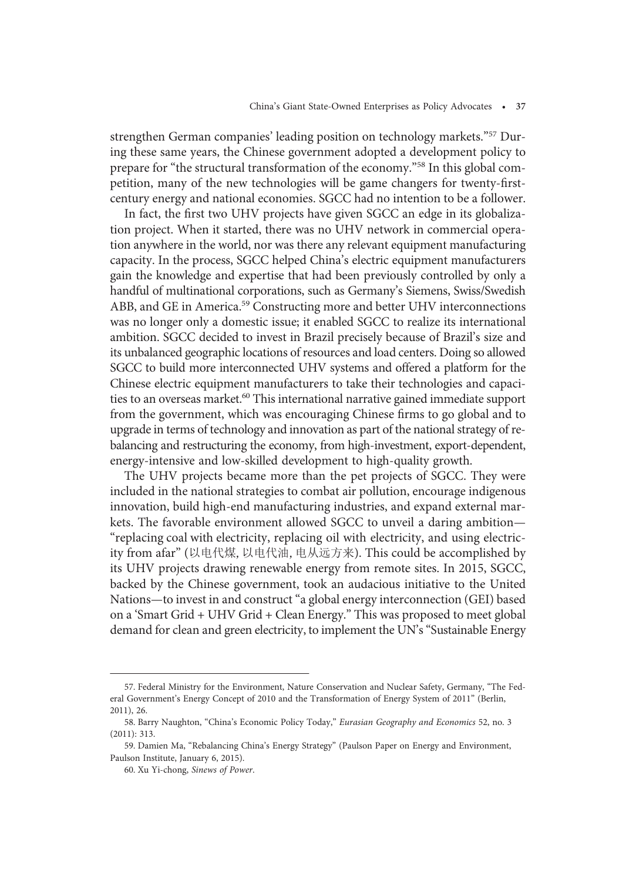strengthen German companies' leading position on technology markets."[57] During these same years, the Chinese government adopted a development policy to prepare for "the structural transformation of the economy."[58] In this global competition, many of the new technologies will be game changers for twenty-first-century energy and national economies. SGCC had no intention to be a follower.

In fact, the first two UHV projects have given SGCC an edge in its globalization project. When it started, there was no UHV network in commercial operation anywhere in the world, nor was there any relevant equipment manufacturing capacity. In the process, SGCC helped China's electric equipment manufacturers gain the knowledge and expertise that had been previously controlled by only a handful of multinational corporations, such as Germany's Siemens, Swiss/Swedish ABB, and GE in America.[59] Constructing more and better UHV interconnections was no longer only a domestic issue; it enabled SGCC to realize its international ambition. SGCC decided to invest in Brazil precisely because of Brazil's size and its unbalanced geographic locations of resources and load centers. Doing so allowed SGCC to build more interconnected UHV systems and offered a platform for the Chinese electric equipment manufacturers to take their technologies and capacities to an overseas market.[60] This international narrative gained immediate support from the government, which was encouraging Chinese firms to go global and to upgrade in terms of technology and innovation as part of the national strategy of rebalancing and restructuring the economy, from high-investment, export-dependent, energy-intensive and low-skilled development to high-quality growth.

The UHV projects became more than the pet projects of SGCC. They were included in the national strategies to combat air pollution, encourage indigenous innovation, build high-end manufacturing industries, and expand external markets. The favorable environment allowed SGCC to unveil a daring ambition—"replacing coal with electricity, replacing oil with electricity, and using electricity from afar" (以电代煤, 以电代油, 电从远方来). This could be accomplished by its UHV projects drawing renewable energy from remote sites. In 2015, SGCC, backed by the Chinese government, took an audacious initiative to the United Nations—to invest in and construct "a global energy interconnection (GEI) based on a 'Smart Grid + UHV Grid + Clean Energy." This was proposed to meet global demand for clean and green electricity, to implement the UN's "Sustainable Energy

---

57. Federal Ministry for the Environment, Nature Conservation and Nuclear Safety, Germany, "The Federal Government's Energy Concept of 2010 and the Transformation of Energy System of 2011" (Berlin, 2011), 26.

58. Barry Naughton, "China's Economic Policy Today," *Eurasian Geography and Economics* 52, no. 3 (2011): 313.

59. Damien Ma, "Rebalancing China's Energy Strategy" (Paulson Paper on Energy and Environment, Paulson Institute, January 6, 2015).

60. Xu Yi-chong, *Sinews of Power*.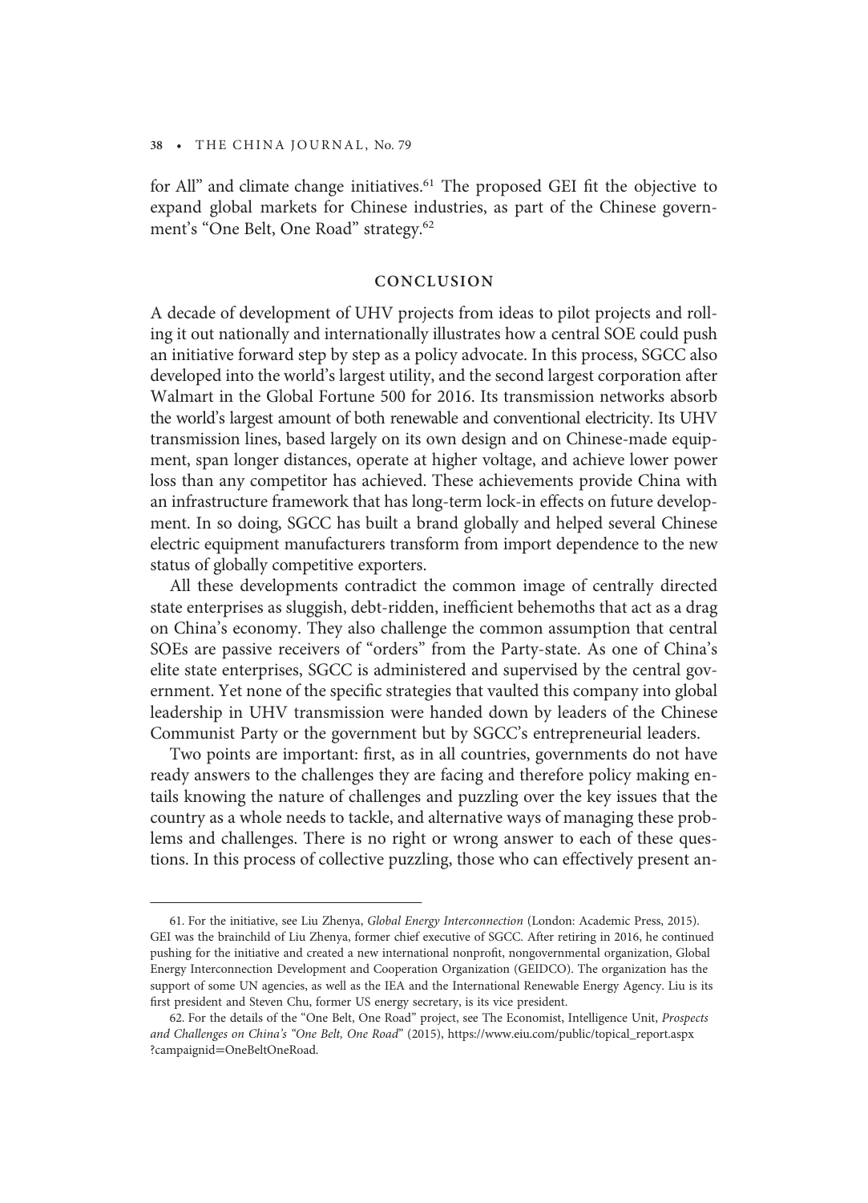for All" and climate change initiatives.[61] The proposed GEI fit the objective to expand global markets for Chinese industries, as part of the Chinese government's "One Belt, One Road" strategy.[62]

## CONCLUSION

A decade of development of UHV projects from ideas to pilot projects and rolling it out nationally and internationally illustrates how a central SOE could push an initiative forward step by step as a policy advocate. In this process, SGCC also developed into the world's largest utility, and the second largest corporation after Walmart in the Global Fortune 500 for 2016. Its transmission networks absorb the world's largest amount of both renewable and conventional electricity. Its UHV transmission lines, based largely on its own design and on Chinese-made equipment, span longer distances, operate at higher voltage, and achieve lower power loss than any competitor has achieved. These achievements provide China with an infrastructure framework that has long-term lock-in effects on future development. In so doing, SGCC has built a brand globally and helped several Chinese electric equipment manufacturers transform from import dependence to the new status of globally competitive exporters.

All these developments contradict the common image of centrally directed state enterprises as sluggish, debt-ridden, inefficient behemoths that act as a drag on China's economy. They also challenge the common assumption that central SOEs are passive receivers of "orders" from the Party-state. As one of China's elite state enterprises, SGCC is administered and supervised by the central government. Yet none of the specific strategies that vaulted this company into global leadership in UHV transmission were handed down by leaders of the Chinese Communist Party or the government but by SGCC's entrepreneurial leaders.

Two points are important: first, as in all countries, governments do not have ready answers to the challenges they are facing and therefore policy making entails knowing the nature of challenges and puzzling over the key issues that the country as a whole needs to tackle, and alternative ways of managing these problems and challenges. There is no right or wrong answer to each of these questions. In this process of collective puzzling, those who can effectively present an-

---

61. For the initiative, see Liu Zhenya, *Global Energy Interconnection* (London: Academic Press, 2015). GEI was the brainchild of Liu Zhenya, former chief executive of SGCC. After retiring in 2016, he continued pushing for the initiative and created a new international nonprofit, nongovernmental organization, Global Energy Interconnection Development and Cooperation Organization (GEIDCO). The organization has the support of some UN agencies, as well as the IEA and the International Renewable Energy Agency. Liu is its first president and Steven Chu, former US energy secretary, is its vice president.

62. For the details of the "One Belt, One Road" project, see The Economist, Intelligence Unit, *Prospects and Challenges on China's "One Belt, One Road"* (2015), https://www.eiu.com/public/topical_report.aspx?campaignid=OneBeltOneRoad.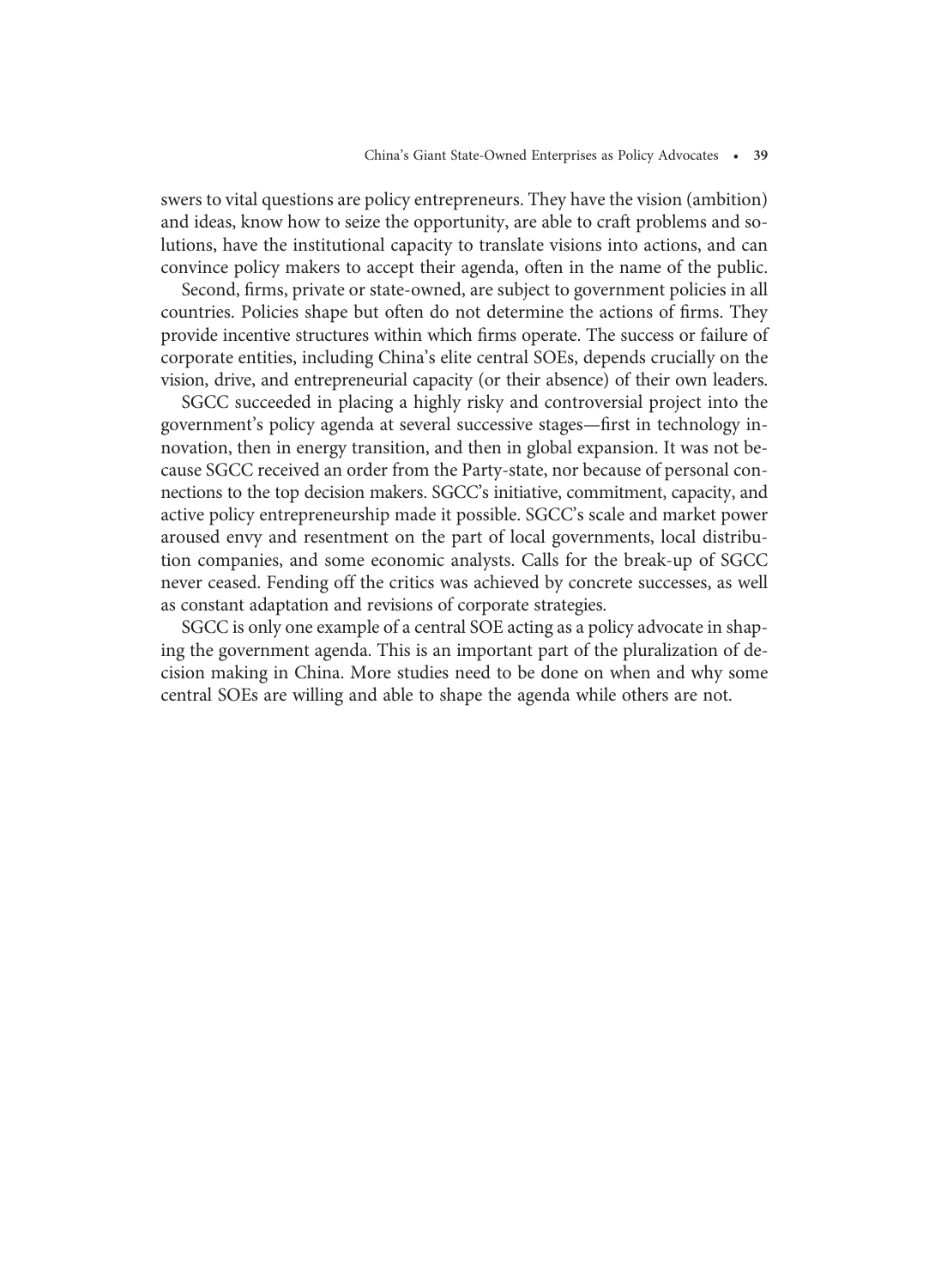swers to vital questions are policy entrepreneurs. They have the vision (ambition) and ideas, know how to seize the opportunity, are able to craft problems and solutions, have the institutional capacity to translate visions into actions, and can convince policy makers to accept their agenda, often in the name of the public.

Second, firms, private or state-owned, are subject to government policies in all countries. Policies shape but often do not determine the actions of firms. They provide incentive structures within which firms operate. The success or failure of corporate entities, including China's elite central SOEs, depends crucially on the vision, drive, and entrepreneurial capacity (or their absence) of their own leaders.

SGCC succeeded in placing a highly risky and controversial project into the government's policy agenda at several successive stages—first in technology innovation, then in energy transition, and then in global expansion. It was not because SGCC received an order from the Party-state, nor because of personal connections to the top decision makers. SGCC's initiative, commitment, capacity, and active policy entrepreneurship made it possible. SGCC's scale and market power aroused envy and resentment on the part of local governments, local distribution companies, and some economic analysts. Calls for the break-up of SGCC never ceased. Fending off the critics was achieved by concrete successes, as well as constant adaptation and revisions of corporate strategies.

SGCC is only one example of a central SOE acting as a policy advocate in shaping the government agenda. This is an important part of the pluralization of decision making in China. More studies need to be done on when and why some central SOEs are willing and able to shape the agenda while others are not.